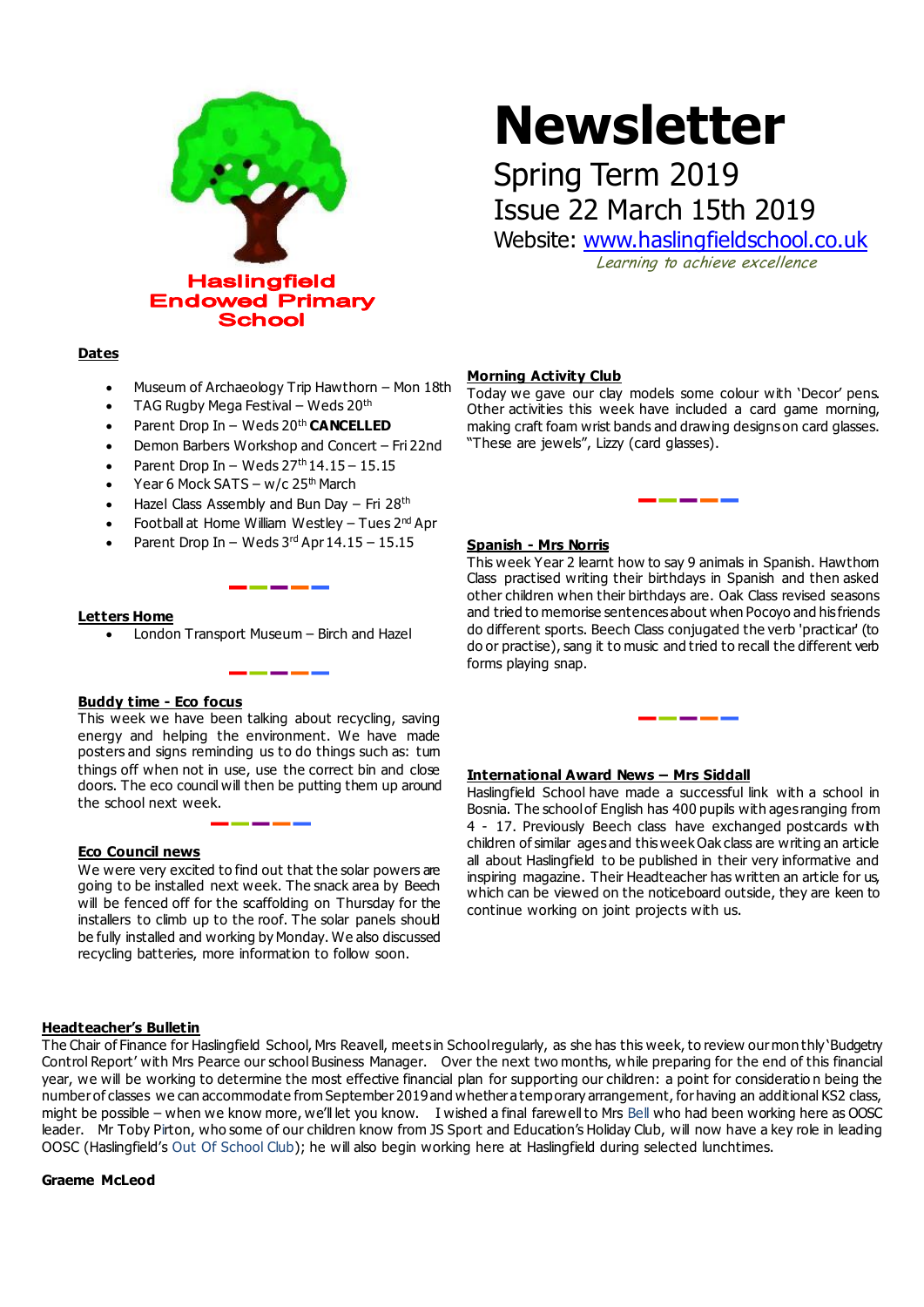Haslingfield Endowed Primary School

# Newsletter

## Spring Term 2019

## Issue 22 March 15th 2019

Website: [www.haslingfieldschool.co.uk](http://www.haslingfieldschool.co.uk)

*Learning to achieve excellence*

### Dates

- Museum of Archaeology Trip Hawthorn – Mon 18th
- TAG Rugby Mega Festival – Weds 20th
- Parent Drop In – Weds 20th **CANCELLED**
- Demon Barbers Workshop and Concert – Fri 22nd
- Parent Drop In – Weds 27th 14.15 – 15.15
- Year 6 Mock SATS – w/c 25th March
- Hazel Class Assembly and Bun Day – Fri 28th
- Football at Home William Westley – Tues 2nd Apr
- Parent Drop In – Weds 3rd Apr 14.15 – 15.15

### Letters Home

- London Transport Museum – Birch and Hazel

### Buddy time - Eco focus

This week we have been talking about recycling, saving energy and helping the environment. We have made posters and signs reminding us to do things such as: turn things off when not in use, use the correct bin and close doors. The eco council will then be putting them up around the school next week.

### Eco Council news

We were very excited to find out that the solar powers are going to be installed next week. The snack area by Beech will be fenced off for the scaffolding on Thursday for the installers to climb up to the roof. The solar panels should be fully installed and working by Monday. We also discussed recycling batteries, more information to follow soon.

### Morning Activity Club

Today we gave our clay models some colour with 'Decor' pens. Other activities this week have included a card game morning, making craft foam wrist bands and drawing designs on card glasses. "These are jewels", Lizzy (card glasses).

### Spanish - Mrs Norris

This week Year 2 learnt how to say 9 animals in Spanish. Hawthorn Class practised writing their birthdays in Spanish and then asked other children when their birthdays are. Oak Class revised seasons and tried to memorise sentences about when Pocoyo and his friends do different sports. Beech Class conjugated the verb 'practicar' (to do or practise), sang it to music and tried to recall the different verb forms playing snap.

### International Award News – Mrs Siddall

Haslingfield School have made a successful link with a school in Bosnia. The school of English has 400 pupils with ages ranging from 4 - 17. Previously Beech class have exchanged postcards with children of similar ages and this week Oak class are writing an article all about Haslingfield to be published in their very informative and inspiring magazine. Their Headteacher has written an article for us, which can be viewed on the noticeboard outside, they are keen to continue working on joint projects with us.

### Headteacher's Bulletin

The Chair of Finance for Haslingfield School, Mrs Reavell, meets in School regularly, as she has this week, to review our monthly 'Budgetry Control Report' with Mrs Pearce our school Business Manager. Over the next two months, while preparing for the end of this financial year, we will be working to determine the most effective financial plan for supporting our children: a point for consideration being the number of classes we can accommodate from September 2019 and whether a temporary arrangement, for having an additional KS2 class, might be possible – when we know more, we'll let you know. I wished a final farewell to Mrs Bell who had been working here as OOSC leader. Mr Toby Pirton, who some of our children know from JS Sport and Education's Holiday Club, will now have a key role in leading OOSC (Haslingfield's Out Of School Club); he will also begin working here at Haslingfield during selected lunchtimes.

**Graeme McLeod**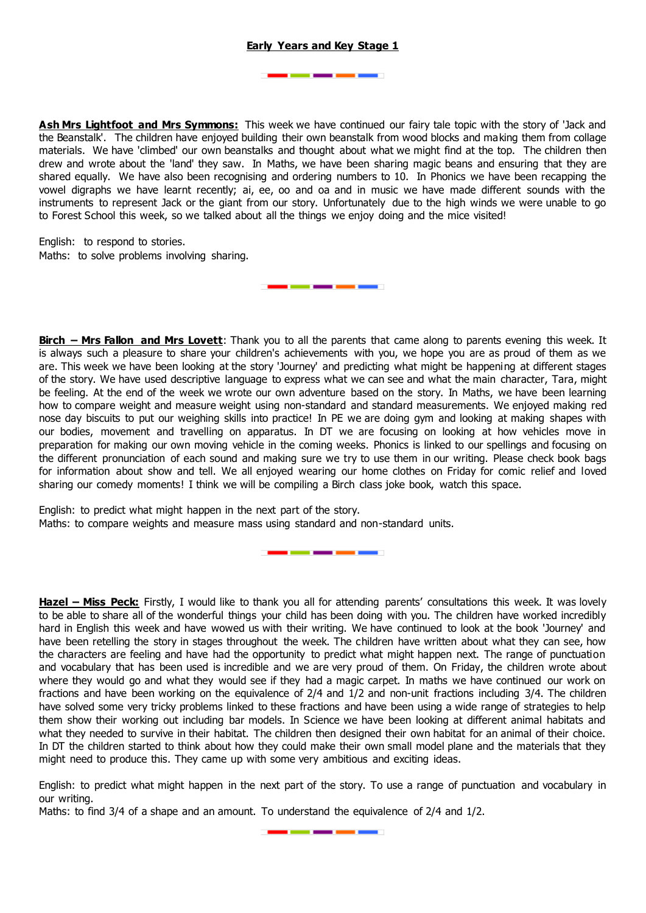## Early Years and Key Stage 1

**Ash Mrs Lightfoot and Mrs Symmons:** This week we have continued our fairy tale topic with the story of 'Jack and the Beanstalk'. The children have enjoyed building their own beanstalk from wood blocks and making them from collage materials. We have 'climbed' our own beanstalks and thought about what we might find at the top. The children then drew and wrote about the 'land' they saw. In Maths, we have been sharing magic beans and ensuring that they are shared equally. We have also been recognising and ordering numbers to 10. In Phonics we have been recapping the vowel digraphs we have learnt recently; ai, ee, oo and oa and in music we have made different sounds with the instruments to represent Jack or the giant from our story. Unfortunately due to the high winds we were unable to go to Forest School this week, so we talked about all the things we enjoy doing and the mice visited!

English: to respond to stories.
Maths: to solve problems involving sharing.

**Birch – Mrs Fallon and Mrs Lovett**: Thank you to all the parents that came along to parents evening this week. It is always such a pleasure to share your children's achievements with you, we hope you are as proud of them as we are. This week we have been looking at the story 'Journey' and predicting what might be happening at different stages of the story. We have used descriptive language to express what we can see and what the main character, Tara, might be feeling. At the end of the week we wrote our own adventure based on the story. In Maths, we have been learning how to compare weight and measure weight using non-standard and standard measurements. We enjoyed making red nose day biscuits to put our weighing skills into practice! In PE we are doing gym and looking at making shapes with our bodies, movement and travelling on apparatus. In DT we are focusing on looking at how vehicles move in preparation for making our own moving vehicle in the coming weeks. Phonics is linked to our spellings and focusing on the different pronunciation of each sound and making sure we try to use them in our writing. Please check book bags for information about show and tell. We all enjoyed wearing our home clothes on Friday for comic relief and loved sharing our comedy moments! I think we will be compiling a Birch class joke book, watch this space.

English: to predict what might happen in the next part of the story.
Maths: to compare weights and measure mass using standard and non-standard units.

**Hazel – Miss Peck:** Firstly, I would like to thank you all for attending parents' consultations this week. It was lovely to be able to share all of the wonderful things your child has been doing with you. The children have worked incredibly hard in English this week and have wowed us with their writing. We have continued to look at the book 'Journey' and have been retelling the story in stages throughout the week. The children have written about what they can see, how the characters are feeling and have had the opportunity to predict what might happen next. The range of punctuation and vocabulary that has been used is incredible and we are very proud of them. On Friday, the children wrote about where they would go and what they would see if they had a magic carpet. In maths we have continued our work on fractions and have been working on the equivalence of 2/4 and 1/2 and non-unit fractions including 3/4. The children have solved some very tricky problems linked to these fractions and have been using a wide range of strategies to help them show their working out including bar models. In Science we have been looking at different animal habitats and what they needed to survive in their habitat. The children then designed their own habitat for an animal of their choice. In DT the children started to think about how they could make their own small model plane and the materials that they might need to produce this. They came up with some very ambitious and exciting ideas.

English: to predict what might happen in the next part of the story. To use a range of punctuation and vocabulary in our writing.
Maths: to find 3/4 of a shape and an amount. To understand the equivalence of 2/4 and 1/2.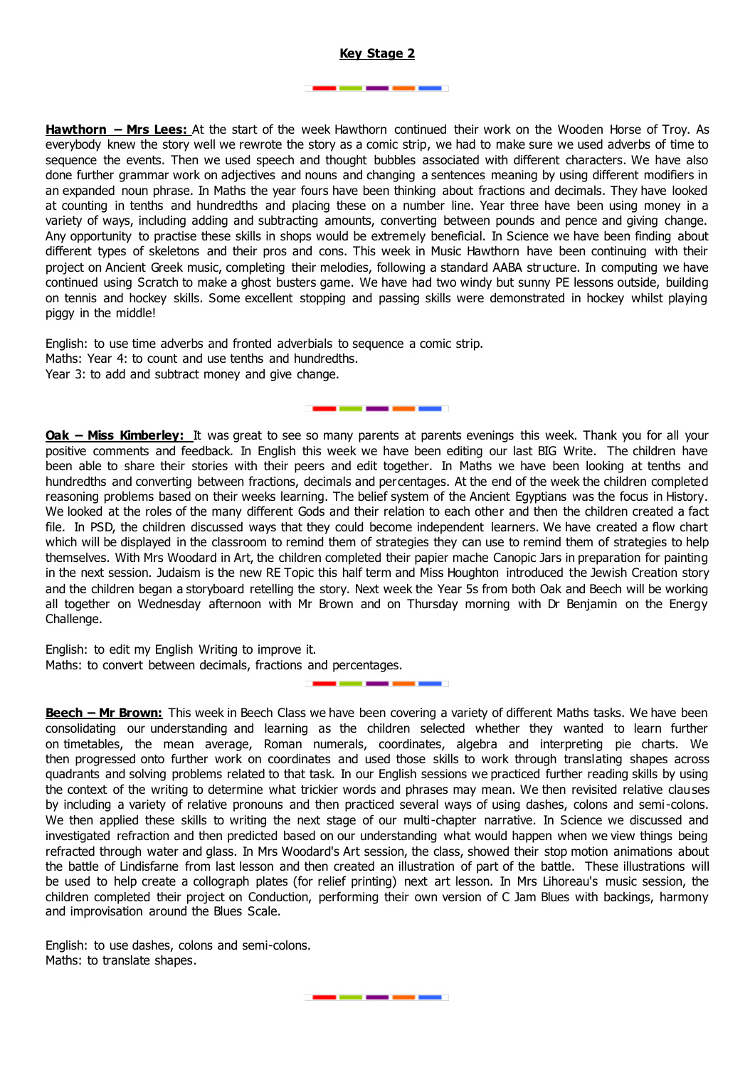## Key Stage 2

**Hawthorn – Mrs Lees:** At the start of the week Hawthorn continued their work on the Wooden Horse of Troy. As everybody knew the story well we rewrote the story as a comic strip, we had to make sure we used adverbs of time to sequence the events. Then we used speech and thought bubbles associated with different characters. We have also done further grammar work on adjectives and nouns and changing a sentences meaning by using different modifiers in an expanded noun phrase. In Maths the year fours have been thinking about fractions and decimals. They have looked at counting in tenths and hundredths and placing these on a number line. Year three have been using money in a variety of ways, including adding and subtracting amounts, converting between pounds and pence and giving change. Any opportunity to practise these skills in shops would be extremely beneficial. In Science we have been finding about different types of skeletons and their pros and cons. This week in Music Hawthorn have been continuing with their project on Ancient Greek music, completing their melodies, following a standard AABA structure. In computing we have continued using Scratch to make a ghost busters game. We have had two windy but sunny PE lessons outside, building on tennis and hockey skills. Some excellent stopping and passing skills were demonstrated in hockey whilst playing piggy in the middle!

English: to use time adverbs and fronted adverbials to sequence a comic strip.
Maths: Year 4: to count and use tenths and hundredths.
Year 3: to add and subtract money and give change.

**Oak – Miss Kimberley:** It was great to see so many parents at parents evenings this week. Thank you for all your positive comments and feedback. In English this week we have been editing our last BIG Write. The children have been able to share their stories with their peers and edit together. In Maths we have been looking at tenths and hundredths and converting between fractions, decimals and percentages. At the end of the week the children completed reasoning problems based on their weeks learning. The belief system of the Ancient Egyptians was the focus in History. We looked at the roles of the many different Gods and their relation to each other and then the children created a fact file. In PSD, the children discussed ways that they could become independent learners. We have created a flow chart which will be displayed in the classroom to remind them of strategies they can use to remind them of strategies to help themselves. With Mrs Woodard in Art, the children completed their papier mache Canopic Jars in preparation for painting in the next session. Judaism is the new RE Topic this half term and Miss Houghton introduced the Jewish Creation story and the children began a storyboard retelling the story. Next week the Year 5s from both Oak and Beech will be working all together on Wednesday afternoon with Mr Brown and on Thursday morning with Dr Benjamin on the Energy Challenge.

English: to edit my English Writing to improve it.
Maths: to convert between decimals, fractions and percentages.

**Beech – Mr Brown:** This week in Beech Class we have been covering a variety of different Maths tasks. We have been consolidating our understanding and learning as the children selected whether they wanted to learn further on timetables, the mean average, Roman numerals, coordinates, algebra and interpreting pie charts. We then progressed onto further work on coordinates and used those skills to work through translating shapes across quadrants and solving problems related to that task. In our English sessions we practiced further reading skills by using the context of the writing to determine what trickier words and phrases may mean. We then revisited relative clauses by including a variety of relative pronouns and then practiced several ways of using dashes, colons and semi-colons. We then applied these skills to writing the next stage of our multi-chapter narrative. In Science we discussed and investigated refraction and then predicted based on our understanding what would happen when we view things being refracted through water and glass. In Mrs Woodard's Art session, the class, showed their stop motion animations about the battle of Lindisfarne from last lesson and then created an illustration of part of the battle. These illustrations will be used to help create a collograph plates (for relief printing) next art lesson. In Mrs Lihoreau's music session, the children completed their project on Conduction, performing their own version of C Jam Blues with backings, harmony and improvisation around the Blues Scale.

English: to use dashes, colons and semi-colons.
Maths: to translate shapes.